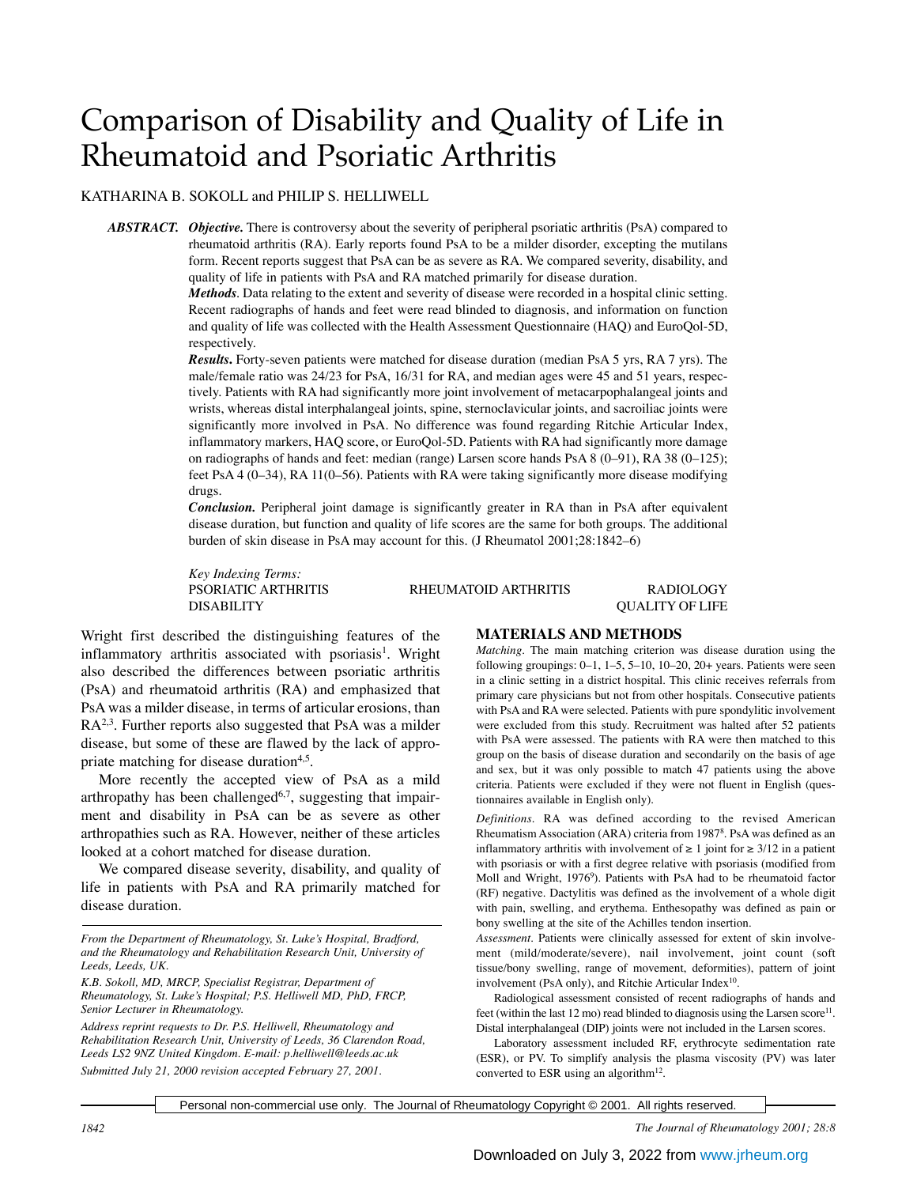# Comparison of Disability and Quality of Life in Rheumatoid and Psoriatic Arthritis

KATHARINA B. SOKOLL and PHILIP S. HELLIWELL

***ABSTRACT.*** ***Objective.*** There is controversy about the severity of peripheral psoriatic arthritis (PsA) compared to rheumatoid arthritis (RA). Early reports found PsA to be a milder disorder, excepting the mutilans form. Recent reports suggest that PsA can be as severe as RA. We compared severity, disability, and quality of life in patients with PsA and RA matched primarily for disease duration.

***Methods*.** Data relating to the extent and severity of disease were recorded in a hospital clinic setting. Recent radiographs of hands and feet were read blinded to diagnosis, and information on function and quality of life was collected with the Health Assessment Questionnaire (HAQ) and EuroQol-5D, respectively.

***Results*.** Forty-seven patients were matched for disease duration (median PsA 5 yrs, RA 7 yrs). The male/female ratio was 24/23 for PsA, 16/31 for RA, and median ages were 45 and 51 years, respectively. Patients with RA had significantly more joint involvement of metacarpophalangeal joints and wrists, whereas distal interphalangeal joints, spine, sternoclavicular joints, and sacroiliac joints were significantly more involved in PsA. No difference was found regarding Ritchie Articular Index, inflammatory markers, HAQ score, or EuroQol-5D. Patients with RA had significantly more damage on radiographs of hands and feet: median (range) Larsen score hands PsA 8 (0–91), RA 38 (0–125); feet PsA 4 (0–34), RA 11(0–56). Patients with RA were taking significantly more disease modifying drugs.

***Conclusion.*** Peripheral joint damage is significantly greater in RA than in PsA after equivalent disease duration, but function and quality of life scores are the same for both groups. The additional burden of skin disease in PsA may account for this. (J Rheumatol 2001;28:1842–6)

*Key Indexing Terms:*
PSORIATIC ARTHRITIS — RHEUMATOID ARTHRITIS — RADIOLOGY — DISABILITY — QUALITY OF LIFE

Wright first described the distinguishing features of the inflammatory arthritis associated with psoriasis[1]. Wright also described the differences between psoriatic arthritis (PsA) and rheumatoid arthritis (RA) and emphasized that PsA was a milder disease, in terms of articular erosions, than RA[2,3]. Further reports also suggested that PsA was a milder disease, but some of these are flawed by the lack of appropriate matching for disease duration[4,5].

More recently the accepted view of PsA as a mild arthropathy has been challenged[6,7], suggesting that impairment and disability in PsA can be as severe as other arthropathies such as RA. However, neither of these articles looked at a cohort matched for disease duration.

We compared disease severity, disability, and quality of life in patients with PsA and RA primarily matched for disease duration.

*From the Department of Rheumatology, St. Luke's Hospital, Bradford, and the Rheumatology and Rehabilitation Research Unit, University of Leeds, Leeds, UK.*

*K.B. Sokoll, MD, MRCP, Specialist Registrar, Department of Rheumatology, St. Luke's Hospital; P.S. Helliwell MD, PhD, FRCP, Senior Lecturer in Rheumatology.*

*Address reprint requests to Dr. P.S. Helliwell, Rheumatology and Rehabilitation Research Unit, University of Leeds, 36 Clarendon Road, Leeds LS2 9NZ United Kingdom. E-mail: p.helliwell@leeds.ac.uk*

*Submitted July 21, 2000 revision accepted February 27, 2001.*

## MATERIALS AND METHODS

*Matching.* The main matching criterion was disease duration using the following groupings: 0–1, 1–5, 5–10, 10–20, 20+ years. Patients were seen in a clinic setting in a district hospital. This clinic receives referrals from primary care physicians but not from other hospitals. Consecutive patients with PsA and RA were selected. Patients with pure spondylitic involvement were excluded from this study. Recruitment was halted after 52 patients with PsA were assessed. The patients with RA were then matched to this group on the basis of disease duration and secondarily on the basis of age and sex, but it was only possible to match 47 patients using the above criteria. Patients were excluded if they were not fluent in English (questionnaires available in English only).

*Definitions.* RA was defined according to the revised American Rheumatism Association (ARA) criteria from 1987[8]. PsA was defined as an inflammatory arthritis with involvement of ≥ 1 joint for ≥ 3/12 in a patient with psoriasis or with a first degree relative with psoriasis (modified from Moll and Wright, 1976[9]). Patients with PsA had to be rheumatoid factor (RF) negative. Dactylitis was defined as the involvement of a whole digit with pain, swelling, and erythema. Enthesopathy was defined as pain or bony swelling at the site of the Achilles tendon insertion.

*Assessment.* Patients were clinically assessed for extent of skin involvement (mild/moderate/severe), nail involvement, joint count (soft tissue/bony swelling, range of movement, deformities), pattern of joint involvement (PsA only), and Ritchie Articular Index[10].

Radiological assessment consisted of recent radiographs of hands and feet (within the last 12 mo) read blinded to diagnosis using the Larsen score[11]. Distal interphalangeal (DIP) joints were not included in the Larsen scores.

Laboratory assessment included RF, erythrocyte sedimentation rate (ESR), or PV. To simplify analysis the plasma viscosity (PV) was later converted to ESR using an algorithm[12].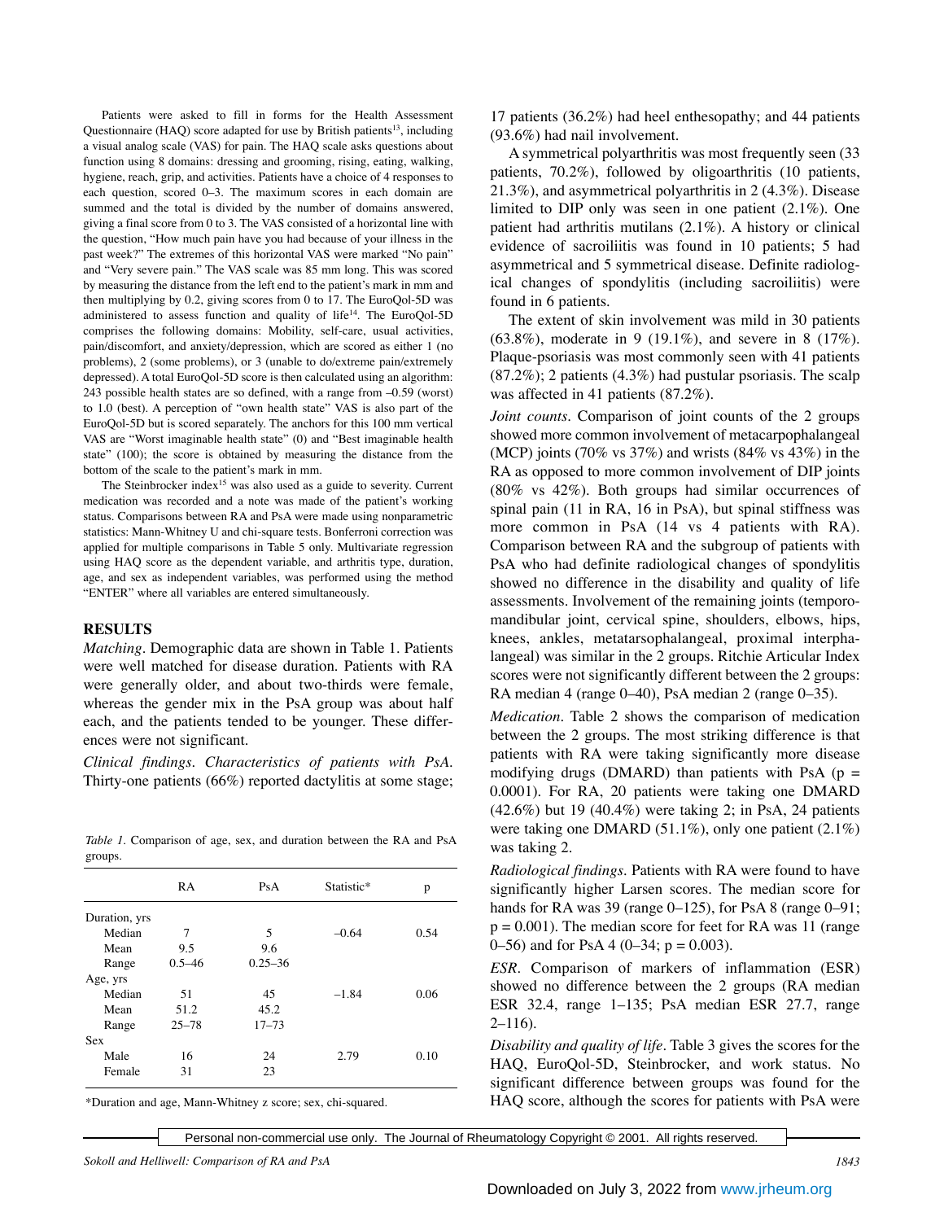Patients were asked to fill in forms for the Health Assessment Questionnaire (HAQ) score adapted for use by British patients[13], including a visual analog scale (VAS) for pain. The HAQ scale asks questions about function using 8 domains: dressing and grooming, rising, eating, walking, hygiene, reach, grip, and activities. Patients have a choice of 4 responses to each question, scored 0–3. The maximum scores in each domain are summed and the total is divided by the number of domains answered, giving a final score from 0 to 3. The VAS consisted of a horizontal line with the question, "How much pain have you had because of your illness in the past week?" The extremes of this horizontal VAS were marked "No pain" and "Very severe pain." The VAS scale was 85 mm long. This was scored by measuring the distance from the left end to the patient's mark in mm and then multiplying by 0.2, giving scores from 0 to 17. The EuroQol-5D was administered to assess function and quality of life[14]. The EuroQol-5D comprises the following domains: Mobility, self-care, usual activities, pain/discomfort, and anxiety/depression, which are scored as either 1 (no problems), 2 (some problems), or 3 (unable to do/extreme pain/extremely depressed). A total EuroQol-5D score is then calculated using an algorithm: 243 possible health states are so defined, with a range from –0.59 (worst) to 1.0 (best). A perception of "own health state" VAS is also part of the EuroQol-5D but is scored separately. The anchors for this 100 mm vertical VAS are "Worst imaginable health state" (0) and "Best imaginable health state" (100); the score is obtained by measuring the distance from the bottom of the scale to the patient's mark in mm.

The Steinbrocker index[15] was also used as a guide to severity. Current medication was recorded and a note was made of the patient's working status. Comparisons between RA and PsA were made using nonparametric statistics: Mann-Whitney U and chi-square tests. Bonferroni correction was applied for multiple comparisons in Table 5 only. Multivariate regression using HAQ score as the dependent variable, and arthritis type, duration, age, and sex as independent variables, was performed using the method "ENTER" where all variables are entered simultaneously.

## RESULTS

*Matching*. Demographic data are shown in Table 1. Patients were well matched for disease duration. Patients with RA were generally older, and about two-thirds were female, whereas the gender mix in the PsA group was about half each, and the patients tended to be younger. These differences were not significant.

*Clinical findings. Characteristics of patients with PsA.* Thirty-one patients (66%) reported dactylitis at some stage; 17 patients (36.2%) had heel enthesopathy; and 44 patients (93.6%) had nail involvement.

*Table 1.* Comparison of age, sex, and duration between the RA and PsA groups.

| | RA | PsA | Statistic* | p |
|---|---|---|---|---|
| Duration, yrs | | | | |
| Median | 7 | 5 | –0.64 | 0.54 |
| Mean | 9.5 | 9.6 | | |
| Range | 0.5–46 | 0.25–36 | | |
| Age, yrs | | | | |
| Median | 51 | 45 | –1.84 | 0.06 |
| Mean | 51.2 | 45.2 | | |
| Range | 25–78 | 17–73 | | |
| Sex | | | | |
| Male | 16 | 24 | 2.79 | 0.10 |
| Female | 31 | 23 | | |

*Duration and age, Mann-Whitney z score; sex, chi-squared.

A symmetrical polyarthritis was most frequently seen (33 patients, 70.2%), followed by oligoarthritis (10 patients, 21.3%), and asymmetrical polyarthritis in 2 (4.3%). Disease limited to DIP only was seen in one patient (2.1%). One patient had arthritis mutilans (2.1%). A history or clinical evidence of sacroiliitis was found in 10 patients; 5 had asymmetrical and 5 symmetrical disease. Definite radiological changes of spondylitis (including sacroiliitis) were found in 6 patients.

The extent of skin involvement was mild in 30 patients (63.8%), moderate in 9 (19.1%), and severe in 8 (17%). Plaque-psoriasis was most commonly seen with 41 patients (87.2%); 2 patients (4.3%) had pustular psoriasis. The scalp was affected in 41 patients (87.2%).

*Joint counts*. Comparison of joint counts of the 2 groups showed more common involvement of metacarpophalangeal (MCP) joints (70% vs 37%) and wrists (84% vs 43%) in the RA as opposed to more common involvement of DIP joints (80% vs 42%). Both groups had similar occurrences of spinal pain (11 in RA, 16 in PsA), but spinal stiffness was more common in PsA (14 vs 4 patients with RA). Comparison between RA and the subgroup of patients with PsA who had definite radiological changes of spondylitis showed no difference in the disability and quality of life assessments. Involvement of the remaining joints (temporomandibular joint, cervical spine, shoulders, elbows, hips, knees, ankles, metatarsophalangeal, proximal interphalangeal) was similar in the 2 groups. Ritchie Articular Index scores were not significantly different between the 2 groups: RA median 4 (range 0–40), PsA median 2 (range 0–35).

*Medication*. Table 2 shows the comparison of medication between the 2 groups. The most striking difference is that patients with RA were taking significantly more disease modifying drugs (DMARD) than patients with PsA ($p = 0.0001$). For RA, 20 patients were taking one DMARD (42.6%) but 19 (40.4%) were taking 2; in PsA, 24 patients were taking one DMARD (51.1%), only one patient (2.1%) was taking 2.

*Radiological findings*. Patients with RA were found to have significantly higher Larsen scores. The median score for hands for RA was 39 (range 0–125), for PsA 8 (range 0–91; $p = 0.001$). The median score for feet for RA was 11 (range 0–56) and for PsA 4 (0–34; $p = 0.003$).

*ESR*. Comparison of markers of inflammation (ESR) showed no difference between the 2 groups (RA median ESR 32.4, range 1–135; PsA median ESR 27.7, range 2–116).

*Disability and quality of life*. Table 3 gives the scores for the HAQ, EuroQol-5D, Steinbrocker, and work status. No significant difference between groups was found for the HAQ score, although the scores for patients with PsA were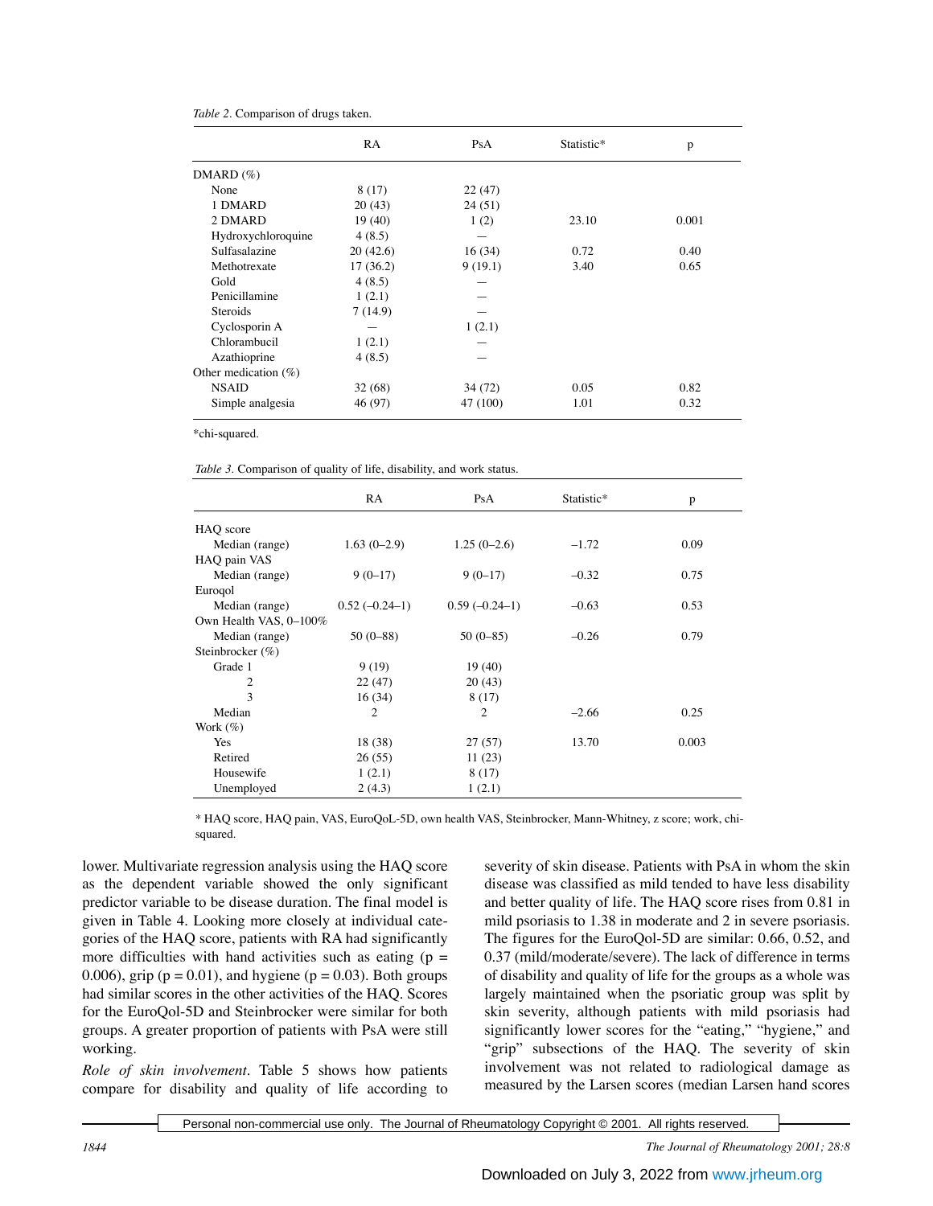*Table 2*. Comparison of drugs taken.

| | RA | PsA | Statistic* | p |
|---|---|---|---|---|
| DMARD (%) | | | | |
| None | 8 (17) | 22 (47) | | |
| 1 DMARD | 20 (43) | 24 (51) | | |
| 2 DMARD | 19 (40) | 1 (2) | 23.10 | 0.001 |
| Hydroxychloroquine | 4 (8.5) | — | | |
| Sulfasalazine | 20 (42.6) | 16 (34) | 0.72 | 0.40 |
| Methotrexate | 17 (36.2) | 9 (19.1) | 3.40 | 0.65 |
| Gold | 4 (8.5) | — | | |
| Penicillamine | 1 (2.1) | — | | |
| Steroids | 7 (14.9) | — | | |
| Cyclosporin A | — | 1 (2.1) | | |
| Chlorambucil | 1 (2.1) | — | | |
| Azathioprine | 4 (8.5) | — | | |
| Other medication (%) | | | | |
| NSAID | 32 (68) | 34 (72) | 0.05 | 0.82 |
| Simple analgesia | 46 (97) | 47 (100) | 1.01 | 0.32 |

*chi-squared.

*Table 3*. Comparison of quality of life, disability, and work status.

| | RA | PsA | Statistic* | p |
|---|---|---|---|---|
| HAQ score | | | | |
| Median (range) | 1.63 (0–2.9) | 1.25 (0–2.6) | –1.72 | 0.09 |
| HAQ pain VAS | | | | |
| Median (range) | 9 (0–17) | 9 (0–17) | –0.32 | 0.75 |
| Euroqol | | | | |
| Median (range) | 0.52 (–0.24–1) | 0.59 (–0.24–1) | –0.63 | 0.53 |
| Own Health VAS, 0–100% | | | | |
| Median (range) | 50 (0–88) | 50 (0–85) | –0.26 | 0.79 |
| Steinbrocker (%) | | | | |
| Grade 1 | 9 (19) | 19 (40) | | |
| 2 | 22 (47) | 20 (43) | | |
| 3 | 16 (34) | 8 (17) | | |
| Median | 2 | 2 | –2.66 | 0.25 |
| Work (%) | | | | |
| Yes | 18 (38) | 27 (57) | 13.70 | 0.003 |
| Retired | 26 (55) | 11 (23) | | |
| Housewife | 1 (2.1) | 8 (17) | | |
| Unemployed | 2 (4.3) | 1 (2.1) | | |

\* HAQ score, HAQ pain, VAS, EuroQoL-5D, own health VAS, Steinbrocker, Mann-Whitney, z score; work, chi-squared.

lower. Multivariate regression analysis using the HAQ score as the dependent variable showed the only significant predictor variable to be disease duration. The final model is given in Table 4. Looking more closely at individual categories of the HAQ score, patients with RA had significantly more difficulties with hand activities such as eating ($p = 0.006$), grip ($p = 0.01$), and hygiene ($p = 0.03$). Both groups had similar scores in the other activities of the HAQ. Scores for the EuroQol-5D and Steinbrocker were similar for both groups. A greater proportion of patients with PsA were still working.

*Role of skin involvement*. Table 5 shows how patients compare for disability and quality of life according to severity of skin disease. Patients with PsA in whom the skin disease was classified as mild tended to have less disability and better quality of life. The HAQ score rises from 0.81 in mild psoriasis to 1.38 in moderate and 2 in severe psoriasis. The figures for the EuroQol-5D are similar: 0.66, 0.52, and 0.37 (mild/moderate/severe). The lack of difference in terms of disability and quality of life for the groups as a whole was largely maintained when the psoriatic group was split by skin severity, although patients with mild psoriasis had significantly lower scores for the "eating," "hygiene," and "grip" subsections of the HAQ. The severity of skin involvement was not related to radiological damage as measured by the Larsen scores (median Larsen hand scores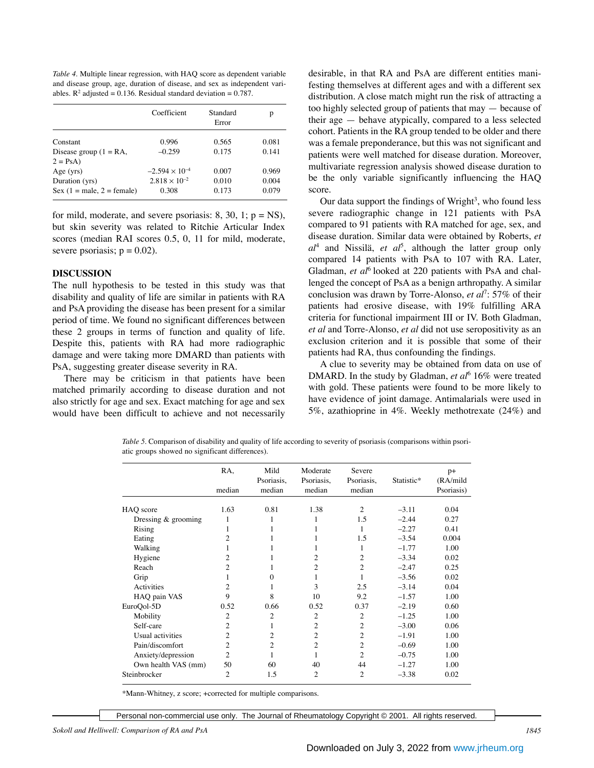*Table 4.* Multiple linear regression, with HAQ score as dependent variable and disease group, age, duration of disease, and sex as independent variables. $R^2$ adjusted = 0.136. Residual standard deviation = 0.787.

| | Coefficient | Standard Error | p |
|---|---|---|---|
| Constant | 0.996 | 0.565 | 0.081 |
| Disease group (1 = RA, 2 = PsA) | –0.259 | 0.175 | 0.141 |
| Age (yrs) | $-2.594 \times 10^{-4}$ | 0.007 | 0.969 |
| Duration (yrs) | $2.818 \times 10^{-2}$ | 0.010 | 0.004 |
| Sex (1 = male, 2 = female) | 0.308 | 0.173 | 0.079 |

for mild, moderate, and severe psoriasis: 8, 30, 1; p = NS), but skin severity was related to Ritchie Articular Index scores (median RAI scores 0.5, 0, 11 for mild, moderate, severe psoriasis; p = 0.02).

## DISCUSSION

The null hypothesis to be tested in this study was that disability and quality of life are similar in patients with RA and PsA providing the disease has been present for a similar period of time. We found no significant differences between these 2 groups in terms of function and quality of life. Despite this, patients with RA had more radiographic damage and were taking more DMARD than patients with PsA, suggesting greater disease severity in RA.

There may be criticism in that patients have been matched primarily according to disease duration and not also strictly for age and sex. Exact matching for age and sex would have been difficult to achieve and not necessarily desirable, in that RA and PsA are different entities manifesting themselves at different ages and with a different sex distribution. A close match might run the risk of attracting a too highly selected group of patients that may — because of their age — behave atypically, compared to a less selected cohort. Patients in the RA group tended to be older and there was a female preponderance, but this was not significant and patients were well matched for disease duration. Moreover, multivariate regression analysis showed disease duration to be the only variable significantly influencing the HAQ score.

Our data support the findings of Wright[3], who found less severe radiographic change in 121 patients with PsA compared to 91 patients with RA matched for age, sex, and disease duration. Similar data were obtained by Roberts, *et al*[4] and Nissilä, *et al*[5], although the latter group only compared 14 patients with PsA to 107 with RA. Later, Gladman, *et al*[6] looked at 220 patients with PsA and challenged the concept of PsA as a benign arthropathy. A similar conclusion was drawn by Torre-Alonso, *et al*[7]: 57% of their patients had erosive disease, with 19% fulfilling ARA criteria for functional impairment III or IV. Both Gladman, *et al* and Torre-Alonso, *et al* did not use seropositivity as an exclusion criterion and it is possible that some of their patients had RA, thus confounding the findings.

A clue to severity may be obtained from data on use of DMARD. In the study by Gladman, *et al*[6] 16% were treated with gold. These patients were found to be more likely to have evidence of joint damage. Antimalarials were used in 5%, azathioprine in 4%. Weekly methotrexate (24%) and

*Table 5.* Comparison of disability and quality of life according to severity of psoriasis (comparisons within psoriatic groups showed no significant differences).

| | RA, median | Mild Psoriasis, median | Moderate Psoriasis, median | Severe Psoriasis, median | Statistic* | p+ (RA/mild Psoriasis) |
|---|---|---|---|---|---|---|
| HAQ score | 1.63 | 0.81 | 1.38 | 2 | –3.11 | 0.04 |
| Dressing & grooming | 1 | 1 | 1 | 1.5 | –2.44 | 0.27 |
| Rising | 1 | 1 | 1 | 1 | –2.27 | 0.41 |
| Eating | 2 | 1 | 1 | 1.5 | –3.54 | 0.004 |
| Walking | 1 | 1 | 1 | 1 | –1.77 | 1.00 |
| Hygiene | 2 | 1 | 2 | 2 | –3.34 | 0.02 |
| Reach | 2 | 1 | 2 | 2 | –2.47 | 0.25 |
| Grip | 1 | 0 | 1 | 1 | –3.56 | 0.02 |
| Activities | 2 | 1 | 3 | 2.5 | –3.14 | 0.04 |
| HAQ pain VAS | 9 | 8 | 10 | 9.2 | –1.57 | 1.00 |
| EuroQol-5D | 0.52 | 0.66 | 0.52 | 0.37 | –2.19 | 0.60 |
| Mobility | 2 | 2 | 2 | 2 | –1.25 | 1.00 |
| Self-care | 2 | 1 | 2 | 2 | –3.00 | 0.06 |
| Usual activities | 2 | 2 | 2 | 2 | –1.91 | 1.00 |
| Pain/discomfort | 2 | 2 | 2 | 2 | –0.69 | 1.00 |
| Anxiety/depression | 2 | 1 | 1 | 2 | –0.75 | 1.00 |
| Own health VAS (mm) | 50 | 60 | 40 | 44 | –1.27 | 1.00 |
| Steinbrocker | 2 | 1.5 | 2 | 2 | –3.38 | 0.02 |

*Mann-Whitney, z score; +corrected for multiple comparisons.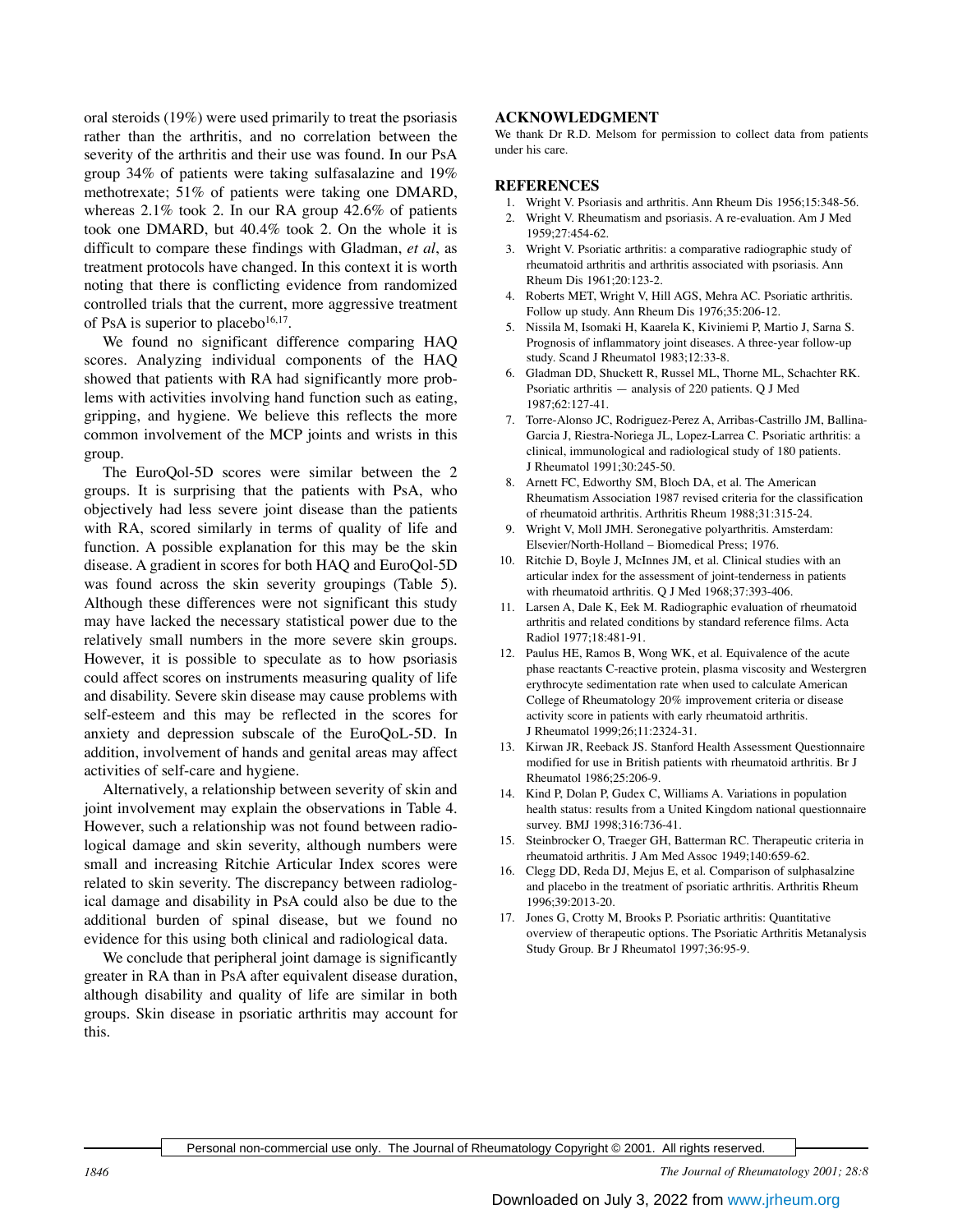oral steroids (19%) were used primarily to treat the psoriasis rather than the arthritis, and no correlation between the severity of the arthritis and their use was found. In our PsA group 34% of patients were taking sulfasalazine and 19% methotrexate; 51% of patients were taking one DMARD, whereas 2.1% took 2. In our RA group 42.6% of patients took one DMARD, but 40.4% took 2. On the whole it is difficult to compare these findings with Gladman, *et al*, as treatment protocols have changed. In this context it is worth noting that there is conflicting evidence from randomized controlled trials that the current, more aggressive treatment of PsA is superior to placebo[16,17].

We found no significant difference comparing HAQ scores. Analyzing individual components of the HAQ showed that patients with RA had significantly more problems with activities involving hand function such as eating, gripping, and hygiene. We believe this reflects the more common involvement of the MCP joints and wrists in this group.

The EuroQol-5D scores were similar between the 2 groups. It is surprising that the patients with PsA, who objectively had less severe joint disease than the patients with RA, scored similarly in terms of quality of life and function. A possible explanation for this may be the skin disease. A gradient in scores for both HAQ and EuroQol-5D was found across the skin severity groupings (Table 5). Although these differences were not significant this study may have lacked the necessary statistical power due to the relatively small numbers in the more severe skin groups. However, it is possible to speculate as to how psoriasis could affect scores on instruments measuring quality of life and disability. Severe skin disease may cause problems with self-esteem and this may be reflected in the scores for anxiety and depression subscale of the EuroQoL-5D. In addition, involvement of hands and genital areas may affect activities of self-care and hygiene.

Alternatively, a relationship between severity of skin and joint involvement may explain the observations in Table 4. However, such a relationship was not found between radiological damage and skin severity, although numbers were small and increasing Ritchie Articular Index scores were related to skin severity. The discrepancy between radiological damage and disability in PsA could also be due to the additional burden of spinal disease, but we found no evidence for this using both clinical and radiological data.

We conclude that peripheral joint damage is significantly greater in RA than in PsA after equivalent disease duration, although disability and quality of life are similar in both groups. Skin disease in psoriatic arthritis may account for this.

## ACKNOWLEDGMENT

We thank Dr R.D. Melsom for permission to collect data from patients under his care.

## REFERENCES

1. Wright V. Psoriasis and arthritis. Ann Rheum Dis 1956;15:348-56.
2. Wright V. Rheumatism and psoriasis. A re-evaluation. Am J Med 1959;27:454-62.
3. Wright V. Psoriatic arthritis: a comparative radiographic study of rheumatoid arthritis and arthritis associated with psoriasis. Ann Rheum Dis 1961;20:123-2.
4. Roberts MET, Wright V, Hill AGS, Mehra AC. Psoriatic arthritis. Follow up study. Ann Rheum Dis 1976;35:206-12.
5. Nissila M, Isomaki H, Kaarela K, Kiviniemi P, Martio J, Sarna S. Prognosis of inflammatory joint diseases. A three-year follow-up study. Scand J Rheumatol 1983;12:33-8.
6. Gladman DD, Shuckett R, Russel ML, Thorne ML, Schachter RK. Psoriatic arthritis — analysis of 220 patients. Q J Med 1987;62:127-41.
7. Torre-Alonso JC, Rodriguez-Perez A, Arribas-Castrillo JM, Ballina-Garcia J, Riestra-Noriega JL, Lopez-Larrea C. Psoriatic arthritis: a clinical, immunological and radiological study of 180 patients. J Rheumatol 1991;30:245-50.
8. Arnett FC, Edworthy SM, Bloch DA, et al. The American Rheumatism Association 1987 revised criteria for the classification of rheumatoid arthritis. Arthritis Rheum 1988;31:315-24.
9. Wright V, Moll JMH. Seronegative polyarthritis. Amsterdam: Elsevier/North-Holland – Biomedical Press; 1976.
10. Ritchie D, Boyle J, McInnes JM, et al. Clinical studies with an articular index for the assessment of joint-tenderness in patients with rheumatoid arthritis. Q J Med 1968;37:393-406.
11. Larsen A, Dale K, Eek M. Radiographic evaluation of rheumatoid arthritis and related conditions by standard reference films. Acta Radiol 1977;18:481-91.
12. Paulus HE, Ramos B, Wong WK, et al. Equivalence of the acute phase reactants C-reactive protein, plasma viscosity and Westergren erythrocyte sedimentation rate when used to calculate American College of Rheumatology 20% improvement criteria or disease activity score in patients with early rheumatoid arthritis. J Rheumatol 1999;26;11:2324-31.
13. Kirwan JR, Reeback JS. Stanford Health Assessment Questionnaire modified for use in British patients with rheumatoid arthritis. Br J Rheumatol 1986;25:206-9.
14. Kind P, Dolan P, Gudex C, Williams A. Variations in population health status: results from a United Kingdom national questionnaire survey. BMJ 1998;316:736-41.
15. Steinbrocker O, Traeger GH, Batterman RC. Therapeutic criteria in rheumatoid arthritis. J Am Med Assoc 1949;140:659-62.
16. Clegg DD, Reda DJ, Mejus E, et al. Comparison of sulphasalzine and placebo in the treatment of psoriatic arthritis. Arthritis Rheum 1996;39:2013-20.
17. Jones G, Crotty M, Brooks P. Psoriatic arthritis: Quantitative overview of therapeutic options. The Psoriatic Arthritis Metanalysis Study Group. Br J Rheumatol 1997;36:95-9.